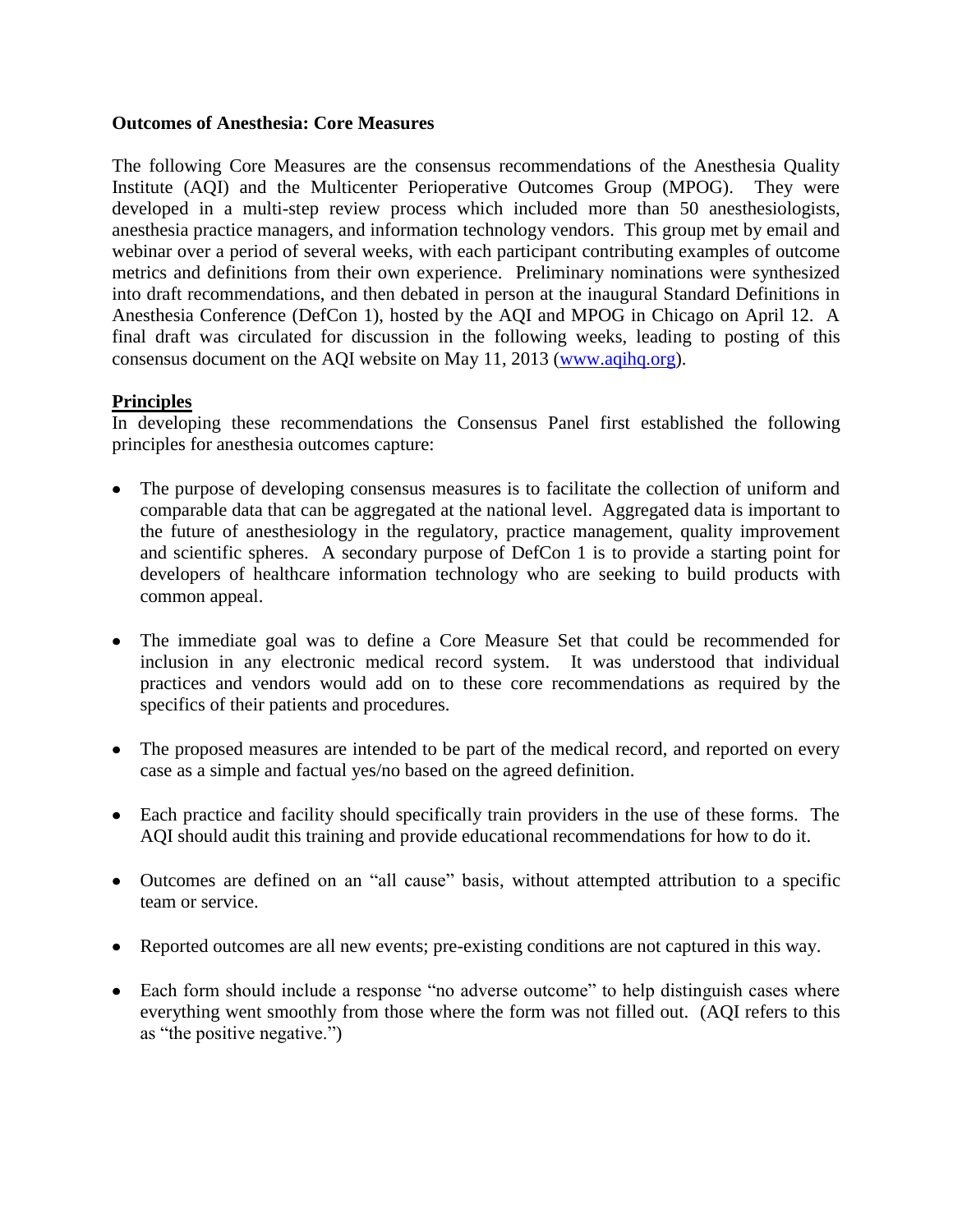**Outcomes of Anesthesia: Core Measures**

The following Core Measures are the consensus recommendations of the Anesthesia Quality Institute (AQI) and the Multicenter Perioperative Outcomes Group (MPOG). They were developed in a multi-step review process which included more than 50 anesthesiologists, anesthesia practice managers, and information technology vendors. This group met by email and webinar over a period of several weeks, with each participant contributing examples of outcome metrics and definitions from their own experience. Preliminary nominations were synthesized into draft recommendations, and then debated in person at the inaugural Standard Definitions in Anesthesia Conference (DefCon 1), hosted by the AQI and MPOG in Chicago on April 12. A final draft was circulated for discussion in the following weeks, leading to posting of this consensus document on the AQI website on May 11, 2013 ([www.aqihq.org](www.aqihq.org)).

## Principles

In developing these recommendations the Consensus Panel first established the following principles for anesthesia outcomes capture:

- The purpose of developing consensus measures is to facilitate the collection of uniform and comparable data that can be aggregated at the national level. Aggregated data is important to the future of anesthesiology in the regulatory, practice management, quality improvement and scientific spheres. A secondary purpose of DefCon 1 is to provide a starting point for developers of healthcare information technology who are seeking to build products with common appeal.

- The immediate goal was to define a Core Measure Set that could be recommended for inclusion in any electronic medical record system. It was understood that individual practices and vendors would add on to these core recommendations as required by the specifics of their patients and procedures.

- The proposed measures are intended to be part of the medical record, and reported on every case as a simple and factual yes/no based on the agreed definition.

- Each practice and facility should specifically train providers in the use of these forms. The AQI should audit this training and provide educational recommendations for how to do it.

- Outcomes are defined on an "all cause" basis, without attempted attribution to a specific team or service.

- Reported outcomes are all new events; pre-existing conditions are not captured in this way.

- Each form should include a response "no adverse outcome" to help distinguish cases where everything went smoothly from those where the form was not filled out. (AQI refers to this as "the positive negative.")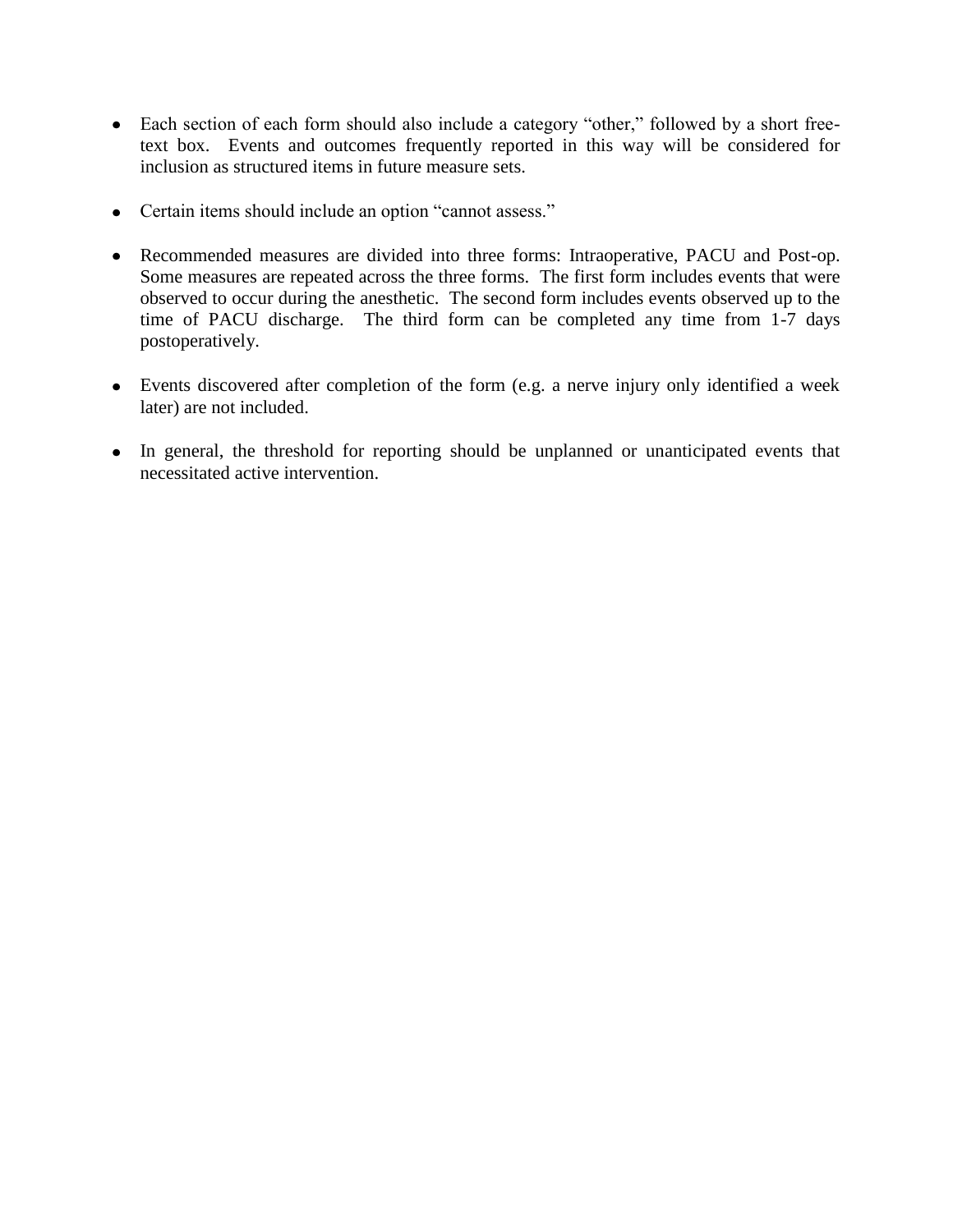- Each section of each form should also include a category "other," followed by a short free-text box. Events and outcomes frequently reported in this way will be considered for inclusion as structured items in future measure sets.

- Certain items should include an option "cannot assess."

- Recommended measures are divided into three forms: Intraoperative, PACU and Post-op. Some measures are repeated across the three forms. The first form includes events that were observed to occur during the anesthetic. The second form includes events observed up to the time of PACU discharge. The third form can be completed any time from 1-7 days postoperatively.

- Events discovered after completion of the form (e.g. a nerve injury only identified a week later) are not included.

- In general, the threshold for reporting should be unplanned or unanticipated events that necessitated active intervention.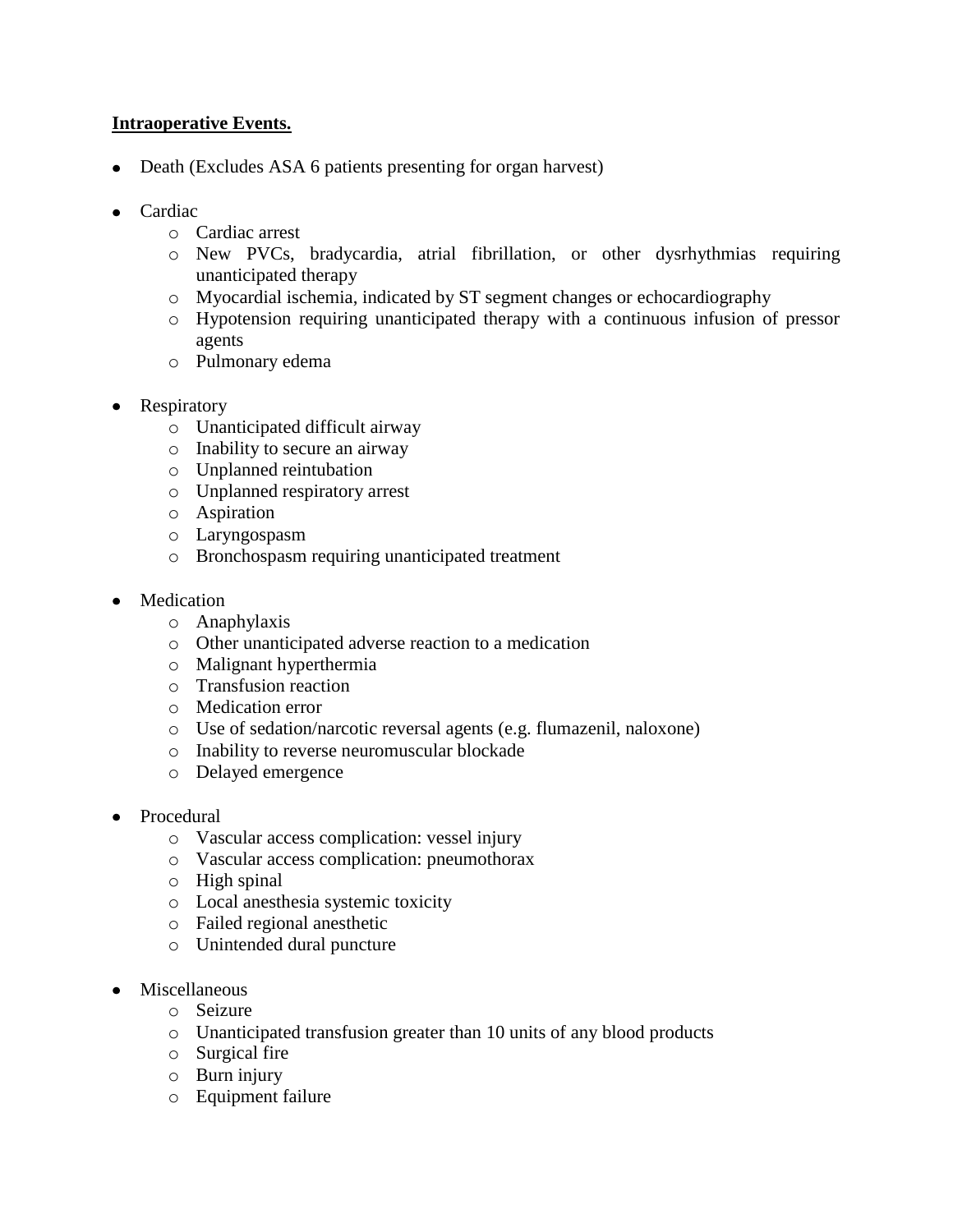**Intraoperative Events.**

- Death (Excludes ASA 6 patients presenting for organ harvest)

- Cardiac
  - Cardiac arrest
  - New PVCs, bradycardia, atrial fibrillation, or other dysrhythmias requiring unanticipated therapy
  - Myocardial ischemia, indicated by ST segment changes or echocardiography
  - Hypotension requiring unanticipated therapy with a continuous infusion of pressor agents
  - Pulmonary edema

- Respiratory
  - Unanticipated difficult airway
  - Inability to secure an airway
  - Unplanned reintubation
  - Unplanned respiratory arrest
  - Aspiration
  - Laryngospasm
  - Bronchospasm requiring unanticipated treatment

- Medication
  - Anaphylaxis
  - Other unanticipated adverse reaction to a medication
  - Malignant hyperthermia
  - Transfusion reaction
  - Medication error
  - Use of sedation/narcotic reversal agents (e.g. flumazenil, naloxone)
  - Inability to reverse neuromuscular blockade
  - Delayed emergence

- Procedural
  - Vascular access complication: vessel injury
  - Vascular access complication: pneumothorax
  - High spinal
  - Local anesthesia systemic toxicity
  - Failed regional anesthetic
  - Unintended dural puncture

- Miscellaneous
  - Seizure
  - Unanticipated transfusion greater than 10 units of any blood products
  - Surgical fire
  - Burn injury
  - Equipment failure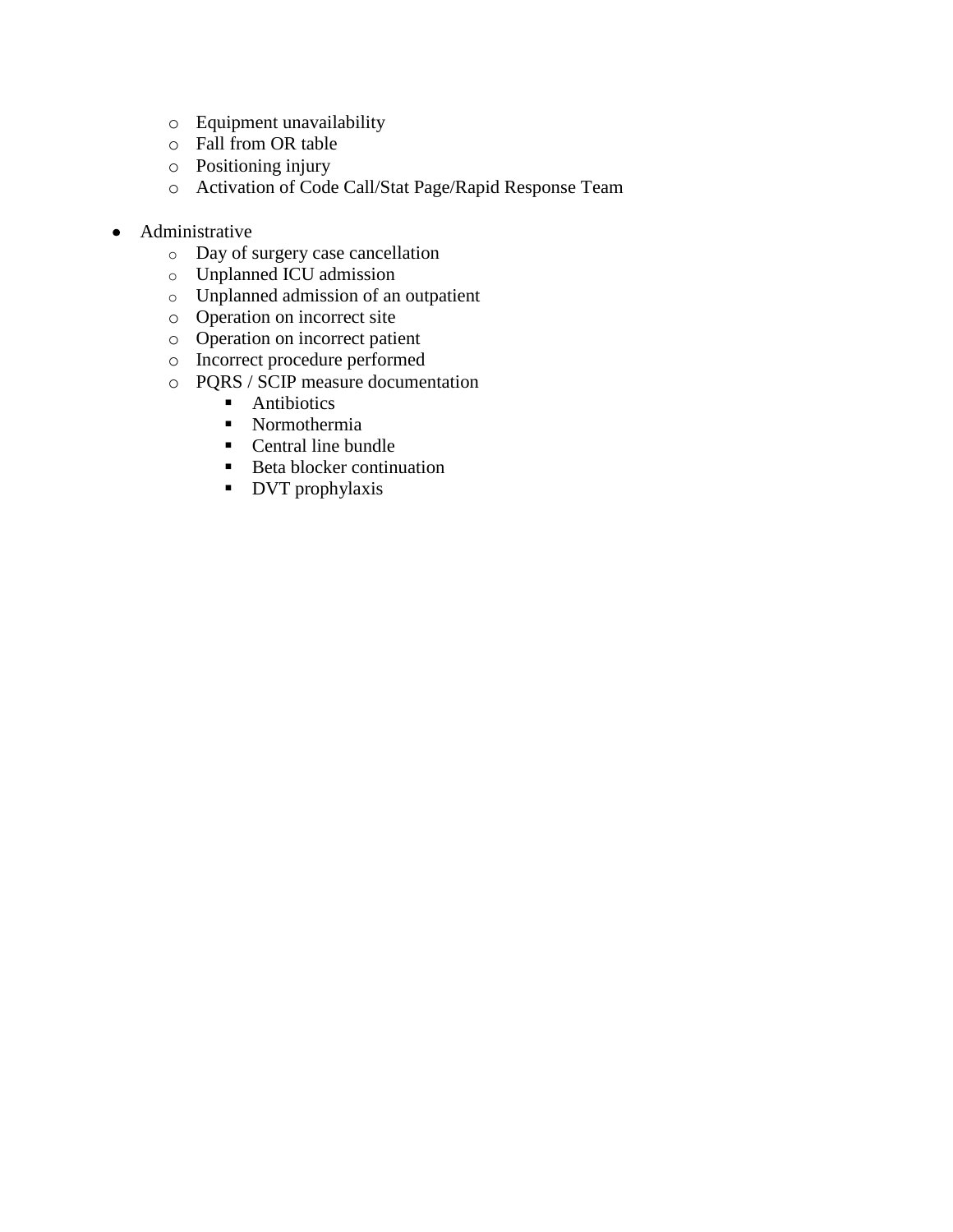- Equipment unavailability
  - Fall from OR table
  - Positioning injury
  - Activation of Code Call/Stat Page/Rapid Response Team

- Administrative
  - Day of surgery case cancellation
  - Unplanned ICU admission
  - Unplanned admission of an outpatient
  - Operation on incorrect site
  - Operation on incorrect patient
  - Incorrect procedure performed
  - PQRS / SCIP measure documentation
    - Antibiotics
    - Normothermia
    - Central line bundle
    - Beta blocker continuation
    - DVT prophylaxis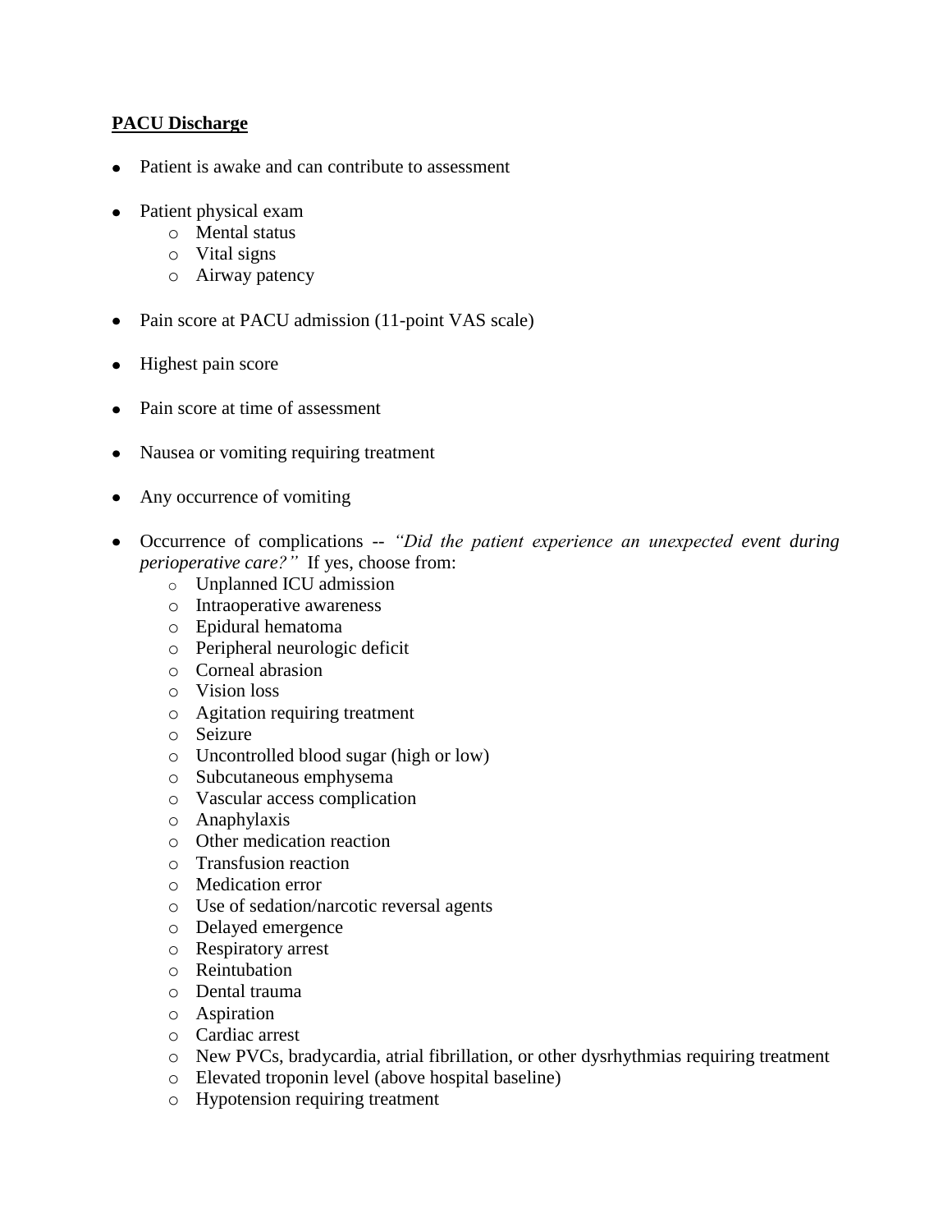**PACU Discharge**

- Patient is awake and can contribute to assessment
- Patient physical exam
    - Mental status
    - Vital signs
    - Airway patency
- Pain score at PACU admission (11-point VAS scale)
- Highest pain score
- Pain score at time of assessment
- Nausea or vomiting requiring treatment
- Any occurrence of vomiting
- Occurrence of complications -- *"Did the patient experience an unexpected event during perioperative care?"* If yes, choose from:
    - Unplanned ICU admission
    - Intraoperative awareness
    - Epidural hematoma
    - Peripheral neurologic deficit
    - Corneal abrasion
    - Vision loss
    - Agitation requiring treatment
    - Seizure
    - Uncontrolled blood sugar (high or low)
    - Subcutaneous emphysema
    - Vascular access complication
    - Anaphylaxis
    - Other medication reaction
    - Transfusion reaction
    - Medication error
    - Use of sedation/narcotic reversal agents
    - Delayed emergence
    - Respiratory arrest
    - Reintubation
    - Dental trauma
    - Aspiration
    - Cardiac arrest
    - New PVCs, bradycardia, atrial fibrillation, or other dysrhythmias requiring treatment
    - Elevated troponin level (above hospital baseline)
    - Hypotension requiring treatment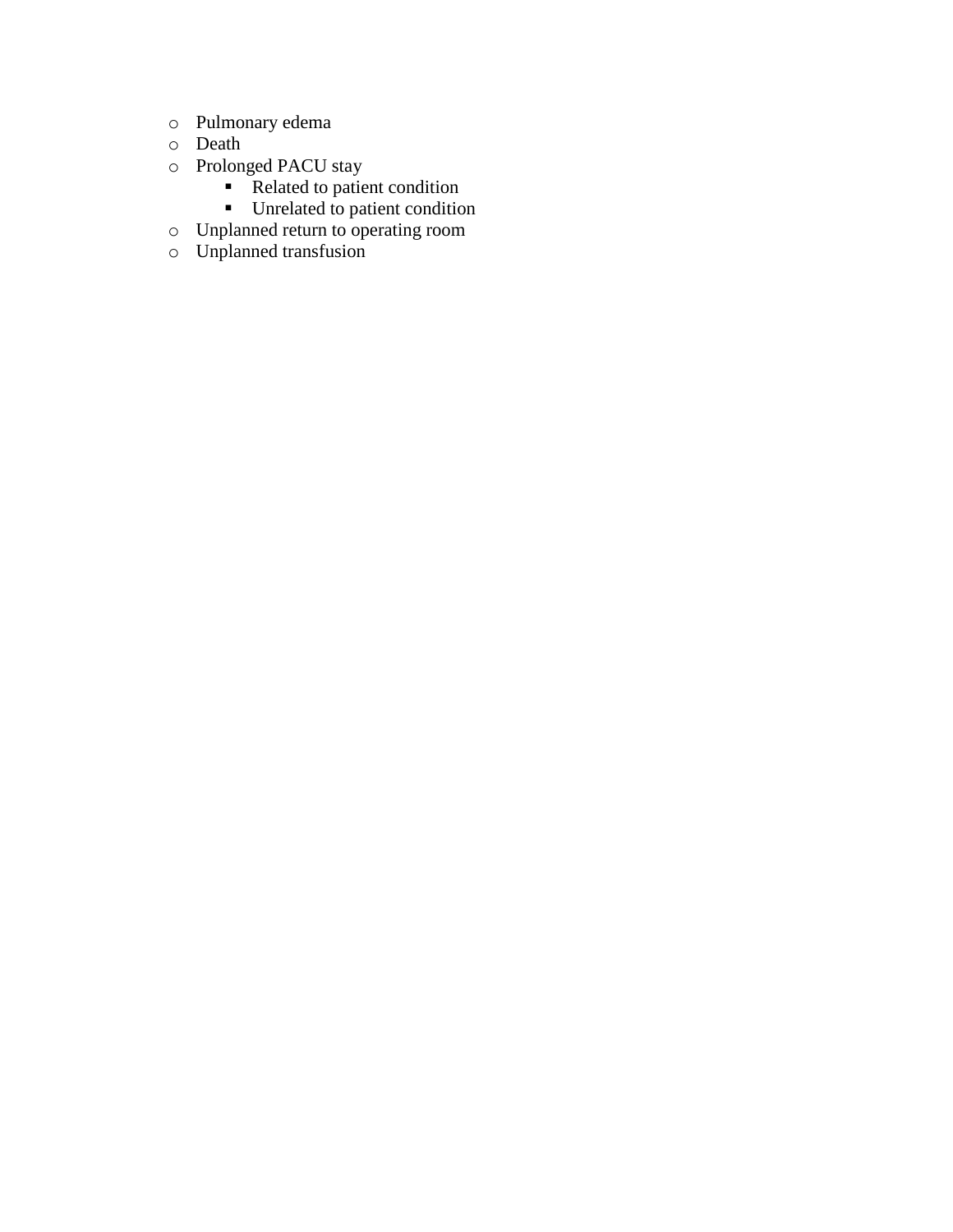- Pulmonary edema
- Death
- Prolonged PACU stay
    - Related to patient condition
    - Unrelated to patient condition
- Unplanned return to operating room
- Unplanned transfusion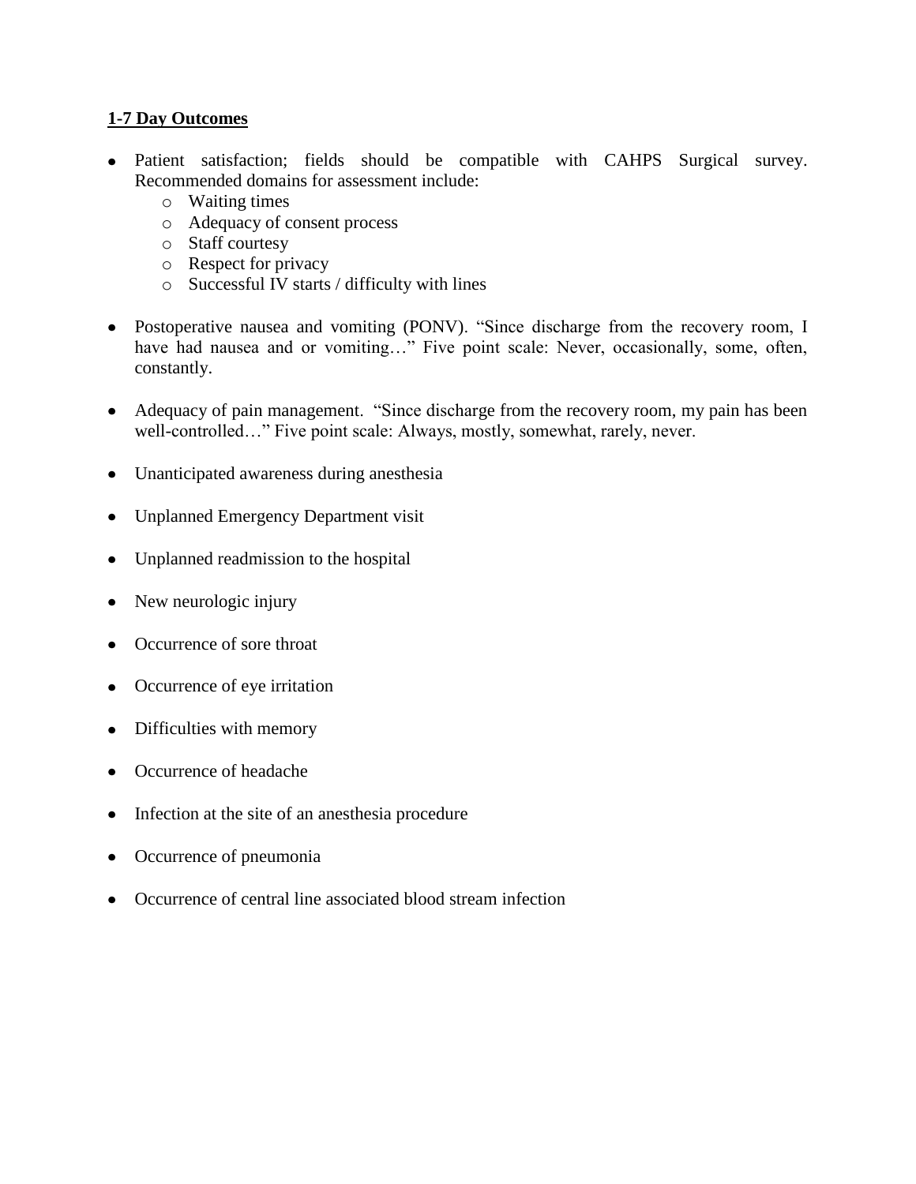**1-7 Day Outcomes**

- Patient satisfaction; fields should be compatible with CAHPS Surgical survey. Recommended domains for assessment include:
  - Waiting times
  - Adequacy of consent process
  - Staff courtesy
  - Respect for privacy
  - Successful IV starts / difficulty with lines

- Postoperative nausea and vomiting (PONV). "Since discharge from the recovery room, I have had nausea and or vomiting…" Five point scale: Never, occasionally, some, often, constantly.

- Adequacy of pain management. "Since discharge from the recovery room, my pain has been well-controlled…" Five point scale: Always, mostly, somewhat, rarely, never.

- Unanticipated awareness during anesthesia

- Unplanned Emergency Department visit

- Unplanned readmission to the hospital

- New neurologic injury

- Occurrence of sore throat

- Occurrence of eye irritation

- Difficulties with memory

- Occurrence of headache

- Infection at the site of an anesthesia procedure

- Occurrence of pneumonia

- Occurrence of central line associated blood stream infection